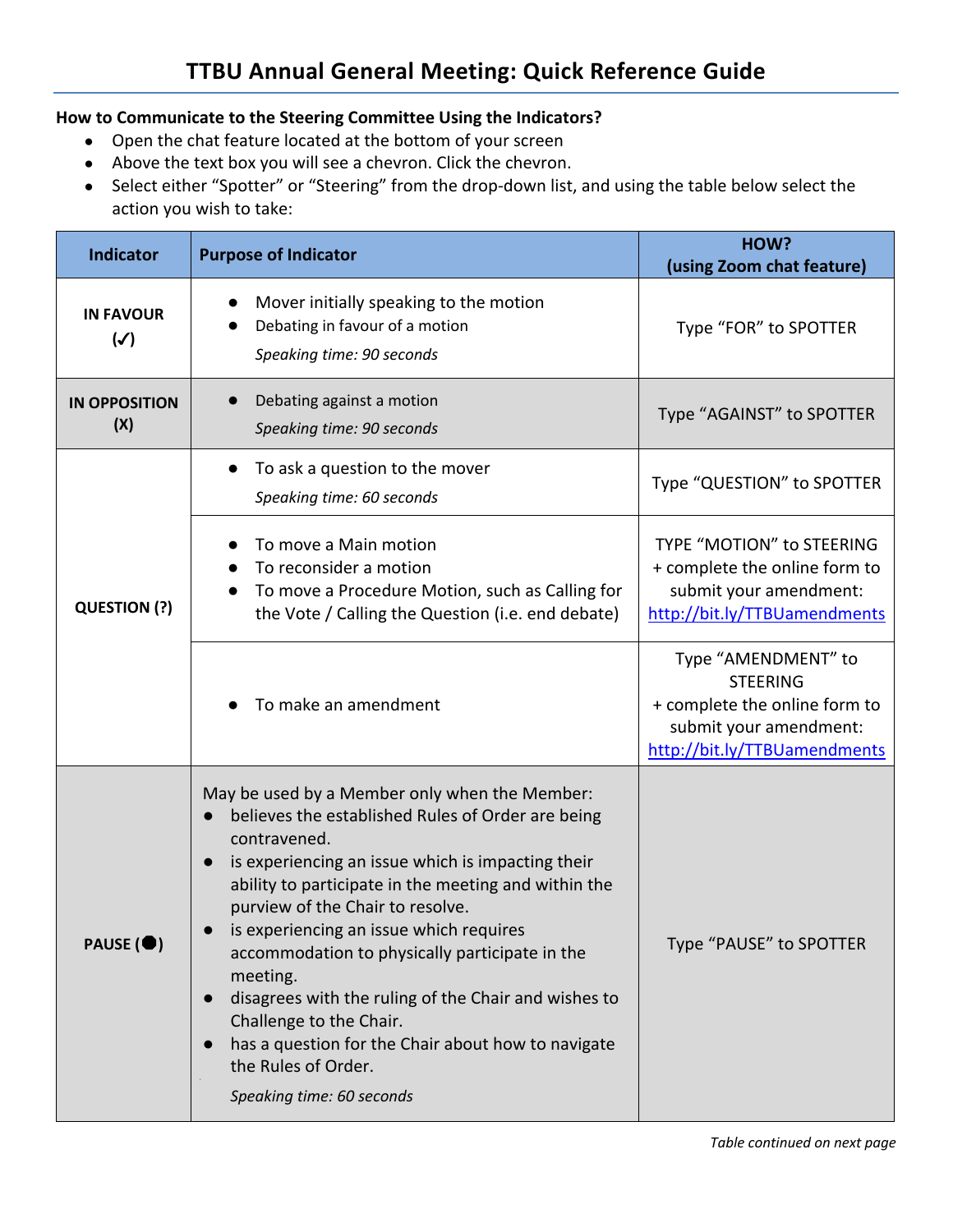# TTBU Annual General Meeting: Quick Reference Guide

**How to Communicate to the Steering Committee Using the Indicators?**

- Open the chat feature located at the bottom of your screen
- Above the text box you will see a chevron. Click the chevron.
- Select either "Spotter" or "Steering" from the drop-down list, and using the table below select the action you wish to take:

| Indicator | Purpose of Indicator | HOW? (using Zoom chat feature) |
|---|---|---|
| **IN FAVOUR (✓)** | • Mover initially speaking to the motion<br>• Debating in favour of a motion<br>*Speaking time: 90 seconds* | Type "FOR" to SPOTTER |
| **IN OPPOSITION (X)** | • Debating against a motion<br>*Speaking time: 90 seconds* | Type "AGAINST" to SPOTTER |
| **QUESTION (?)** | • To ask a question to the mover<br>*Speaking time: 60 seconds* | Type "QUESTION" to SPOTTER |
| | • To move a Main motion<br>• To reconsider a motion<br>• To move a Procedure Motion, such as Calling for the Vote / Calling the Question (i.e. end debate) | TYPE "MOTION" to STEERING + complete the online form to submit your amendment: http://bit.ly/TTBUamendments |
| | • To make an amendment | Type "AMENDMENT" to STEERING + complete the online form to submit your amendment: http://bit.ly/TTBUamendments |
| **PAUSE (●)** | May be used by a Member only when the Member:<br>• believes the established Rules of Order are being contravened.<br>• is experiencing an issue which is impacting their ability to participate in the meeting and within the purview of the Chair to resolve.<br>• is experiencing an issue which requires accommodation to physically participate in the meeting.<br>• disagrees with the ruling of the Chair and wishes to Challenge to the Chair.<br>• has a question for the Chair about how to navigate the Rules of Order.<br>*Speaking time: 60 seconds* | Type "PAUSE" to SPOTTER |

*Table continued on next page*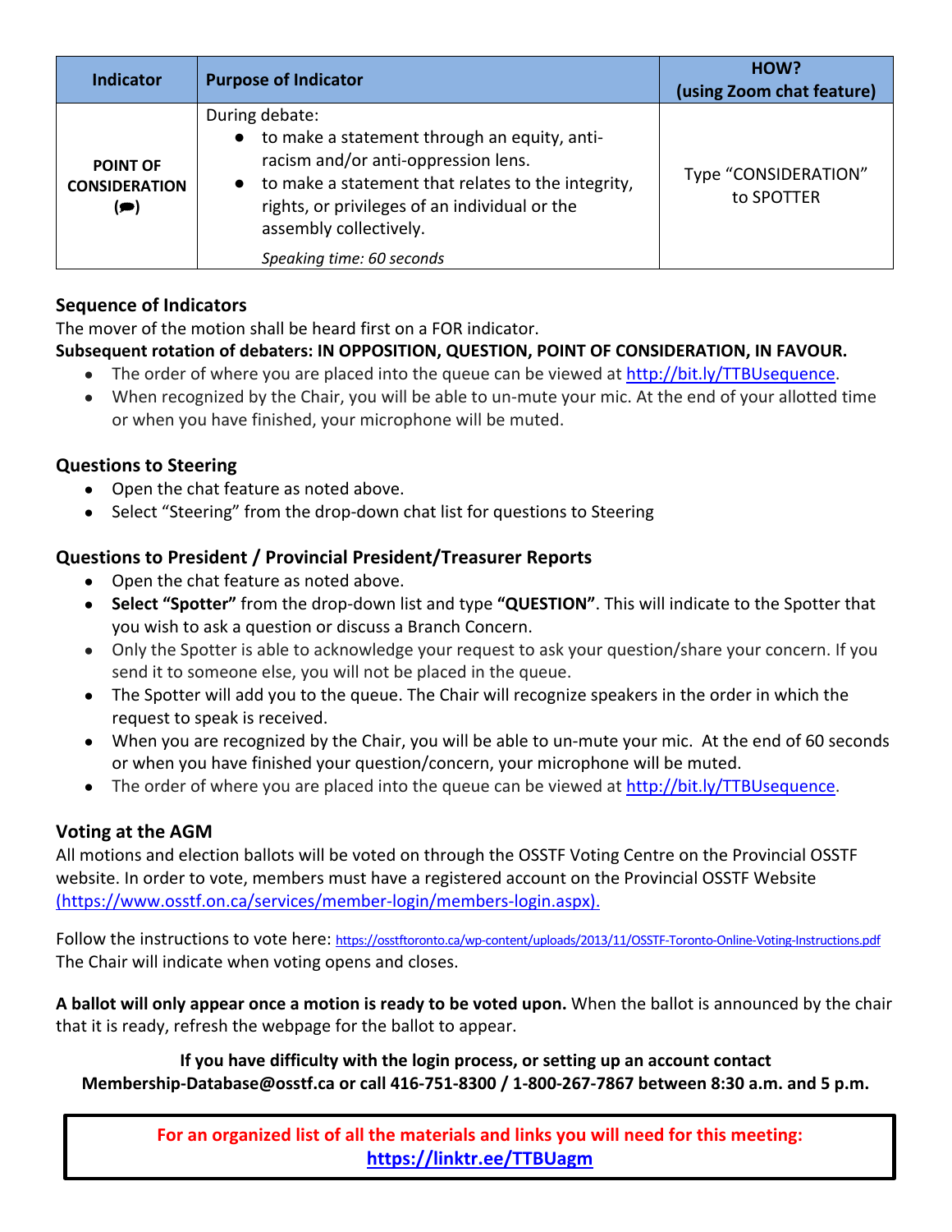| Indicator | Purpose of Indicator | HOW? (using Zoom chat feature) |
|---|---|---|
| **POINT OF CONSIDERATION (💬)** | During debate:<br>● to make a statement through an equity, anti-racism and/or anti-oppression lens.<br>● to make a statement that relates to the integrity, rights, or privileges of an individual or the assembly collectively.<br>*Speaking time: 60 seconds* | Type “CONSIDERATION” to SPOTTER |

### Sequence of Indicators

The mover of the motion shall be heard first on a FOR indicator.

**Subsequent rotation of debaters: IN OPPOSITION, QUESTION, POINT OF CONSIDERATION, IN FAVOUR.**

- The order of where you are placed into the queue can be viewed at http://bit.ly/TTBUsequence.
- When recognized by the Chair, you will be able to un-mute your mic. At the end of your allotted time or when you have finished, your microphone will be muted.

### Questions to Steering

- Open the chat feature as noted above.
- Select “Steering” from the drop-down chat list for questions to Steering

### Questions to President / Provincial President/Treasurer Reports

- Open the chat feature as noted above.
- **Select “Spotter”** from the drop-down list and type **“QUESTION”**. This will indicate to the Spotter that you wish to ask a question or discuss a Branch Concern.
- Only the Spotter is able to acknowledge your request to ask your question/share your concern. If you send it to someone else, you will not be placed in the queue.
- The Spotter will add you to the queue. The Chair will recognize speakers in the order in which the request to speak is received.
- When you are recognized by the Chair, you will be able to un-mute your mic. At the end of 60 seconds or when you have finished your question/concern, your microphone will be muted.
- The order of where you are placed into the queue can be viewed at http://bit.ly/TTBUsequence.

### Voting at the AGM

All motions and election ballots will be voted on through the OSSTF Voting Centre on the Provincial OSSTF website. In order to vote, members must have a registered account on the Provincial OSSTF Website (https://www.osstf.on.ca/services/member-login/members-login.aspx).

Follow the instructions to vote here: https://osstftoronto.ca/wp-content/uploads/2013/11/OSSTF-Toronto-Online-Voting-Instructions.pdf
The Chair will indicate when voting opens and closes.

**A ballot will only appear once a motion is ready to be voted upon.** When the ballot is announced by the chair that it is ready, refresh the webpage for the ballot to appear.

**If you have difficulty with the login process, or setting up an account contact Membership-Database@osstf.ca or call 416-751-8300 / 1-800-267-7867 between 8:30 a.m. and 5 p.m.**

**For an organized list of all the materials and links you will need for this meeting: https://linktr.ee/TTBUagm**